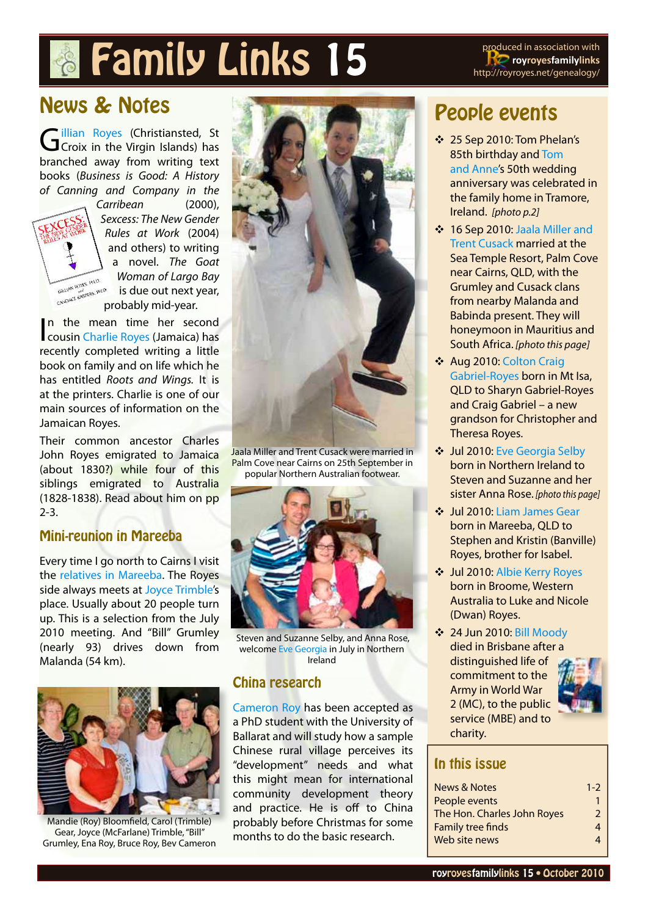# Family Links 15

produced in association with **royroyesfamilylinks** http://royroyes.net/genealogy/

## News & Notes

Gillian Royes (Christiansted, St Croix in the Virgin Islands) has branched away from writing text books (*Business is Good: A History of Canning and Company in the Carribean* (2000), *Sexcess: The New Gender Rules at Work* (2004) and others) to writing a novel. *The Goat Woman of Largo Bay* is due out next year, probably mid-year.

In the mean time her second cousin Charlie Royes (Jamaica) has recently completed writing a little book on family and on life which he has entitled *Roots and Wings*. It is at the printers. Charlie is one of our main sources of information on the Jamaican Royes.

Their common ancestor Charles John Royes emigrated to Jamaica (about 1830?) while four of this siblings emigrated to Australia (1828-1838). Read about him on pp 2-3.

### Mini-reunion in Mareeba

Every time I go north to Cairns I visit the relatives in Mareeba. The Royes side always meets at Joyce Trimble's place. Usually about 20 people turn up. This is a selection from the July 2010 meeting. And "Bill" Grumley (nearly 93) drives down from Malanda (54 km).

Mandie (Roy) Bloomfield, Carol (Trimble) Gear, Joyce (McFarlane) Trimble, "Bill" Grumley, Ena Roy, Bruce Roy, Bev Cameron

Jaala Miller and Trent Cusack were married in Palm Cove near Cairns on 25th September in popular Northern Australian footwear.

Steven and Suzanne Selby, and Anna Rose, welcome Eve Georgia in July in Northern Ireland

### China research

Cameron Roy has been accepted as a PhD student with the University of Ballarat and will study how a sample Chinese rural village perceives its "development" needs and what this might mean for international community development theory and practice. He is off to China probably before Christmas for some months to do the basic research.

## People events

- 25 Sep 2010: Tom Phelan's 85th birthday and Tom and Anne's 50th wedding anniversary was celebrated in the family home in Tramore, Ireland. *[photo p.2]*
- 16 Sep 2010: Jaala Miller and Trent Cusack married at the Sea Temple Resort, Palm Cove near Cairns, QLD, with the Grumley and Cusack clans from nearby Malanda and Babinda present. They will honeymoon in Mauritius and South Africa. *[photo this page]*
- Aug 2010: Colton Craig Gabriel-Royes born in Mt Isa, QLD to Sharyn Gabriel-Royes and Craig Gabriel – a new grandson for Christopher and Theresa Royes.
- Jul 2010: Eve Georgia Selby born in Northern Ireland to Steven and Suzanne and her sister Anna Rose. *[photo this page]*
- Jul 2010: Liam James Gear born in Mareeba, QLD to Stephen and Kristin (Banville) Royes, brother for Isabel.
- Jul 2010: Albie Kerry Royes born in Broome, Western Australia to Luke and Nicole (Dwan) Royes.
- 24 Jun 2010: Bill Moody died in Brisbane after a distinguished life of commitment to the Army in World War 2 (MC), to the public service (MBE) and to charity.

### In this issue

| | |
|---|---|
| News & Notes | 1-2 |
| People events | 1 |
| The Hon. Charles John Royes | 2 |
| Family tree finds | 4 |
| Web site news | 4 |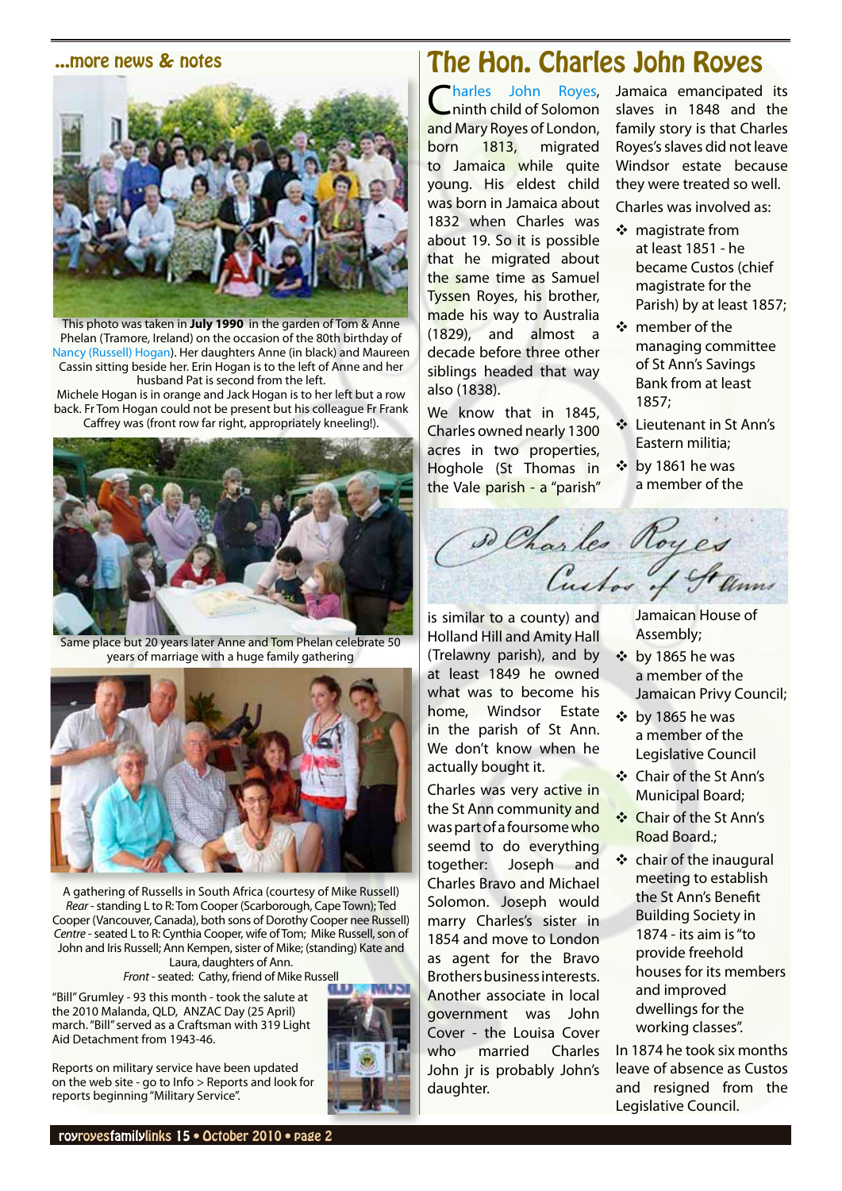## ...more news & notes

This photo was taken in **July 1990** in the garden of Tom & Anne Phelan (Tramore, Ireland) on the occasion of the 80th birthday of Nancy (Russell) Hogan). Her daughters Anne (in black) and Maureen Cassin sitting beside her. Erin Hogan is to the left of Anne and her husband Pat is second from the left.
Michele Hogan is in orange and Jack Hogan is to her left but a row back. Fr Tom Hogan could not be present but his colleague Fr Frank Caffrey was (front row far right, appropriately kneeling!).

Same place but 20 years later Anne and Tom Phelan celebrate 50 years of marriage with a huge family gathering

A gathering of Russells in South Africa (courtesy of Mike Russell)
*Rear* - standing L to R: Tom Cooper (Scarborough, Cape Town); Ted Cooper (Vancouver, Canada), both sons of Dorothy Cooper nee Russell)
*Centre* - seated L to R: Cynthia Cooper, wife of Tom; Mike Russell, son of John and Iris Russell; Ann Kempen, sister of Mike; (standing) Kate and Laura, daughters of Ann.
*Front* - seated: Cathy, friend of Mike Russell

"Bill" Grumley - 93 this month - took the salute at the 2010 Malanda, QLD, ANZAC Day (25 April) march. "Bill" served as a Craftsman with 319 Light Aid Detachment from 1943-46.

Reports on military service have been updated on the web site - go to Info > Reports and look for reports beginning "Military Service".

# The Hon. Charles John Royes

Charles John Royes, ninth child of Solomon and Mary Royes of London, born 1813, migrated to Jamaica while quite young. His eldest child was born in Jamaica about 1832 when Charles was about 19. So it is possible that he migrated about the same time as Samuel Tyssen Royes, his brother, made his way to Australia (1829), and almost a decade before three other siblings headed that way also (1838).

We know that in 1845, Charles owned nearly 1300 acres in two properties, Hoghole (St Thomas in the Vale parish - a "parish" is similar to a county) and Holland Hill and Amity Hall (Trelawny parish), and by at least 1849 he owned what was to become his home, Windsor Estate in the parish of St Ann. We don't know when he actually bought it.

Charles was very active in the St Ann community and was part of a foursome who seemd to do everything together: Joseph and Charles Bravo and Michael Solomon. Joseph would marry Charles's sister in 1854 and move to London as agent for the Bravo Brothers business interests. Another associate in local government was John Cover - the Louisa Cover who married Charles John jr is probably John's daughter.

Jamaica emancipated its slaves in 1848 and the family story is that Charles Royes's slaves did not leave Windsor estate because they were treated so well.

Charles was involved as:

- magistrate from at least 1851 - he became Custos (chief magistrate for the Parish) by at least 1857;
- member of the managing committee of St Ann's Savings Bank from at least 1857;
- Lieutenant in St Ann's Eastern militia;
- by 1861 he was a member of the Jamaican House of Assembly;
- by 1865 he was a member of the Jamaican Privy Council;
- by 1865 he was a member of the Legislative Council
- Chair of the St Ann's Municipal Board;
- Chair of the St Ann's Road Board.;
- chair of the inaugural meeting to establish the St Ann's Benefit Building Society in 1874 - its aim is "to provide freehold houses for its members and improved dwellings for the working classes".

In 1874 he took six months leave of absence as Custos and resigned from the Legislative Council.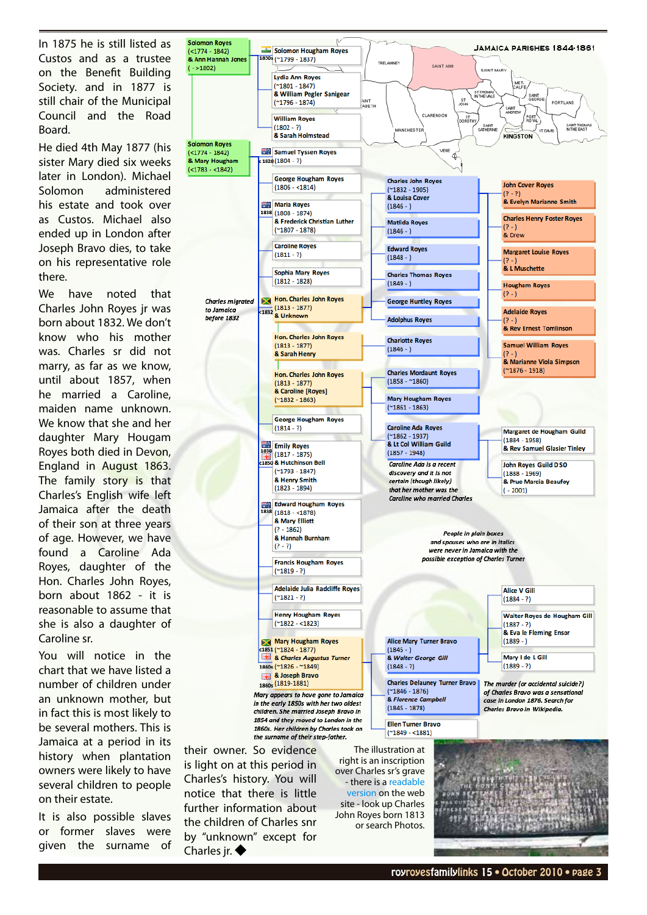In 1875 he is still listed as Custos and as a trustee on the Benefit Building Society. and in 1877 is still chair of the Municipal Council and the Road Board.

He died 4th May 1877 (his sister Mary died six weeks later in London). Michael Solomon administered his estate and took over as Custos. Michael also ended up in London after Joseph Bravo dies, to take on his representative role there.

We have noted that Charles John Royes jr was born about 1832. We don't know who his mother was. Charles sr did not marry, as far as we know, until about 1857, when he married a Caroline, maiden name unknown. We know that she and her daughter Mary Hougam Royes both died in Devon, England in August 1863. The family story is that Charles's English wife left Jamaica after the death of their son at three years of age. However, we have found a Caroline Ada Royes, daughter of Hon. Charles John Royes, born about 1862 - it is reasonable to assume that she is also a daughter of Caroline sr.

You will notice in the chart that we have listed a number of children under an unknown mother, but in fact this is most likely to be several mothers. This is Jamaica at a period in its history when plantation owners were likely to have several children to people on their estate.

It is also possible slaves or former slaves were given the surname of their owner. So evidence is light on at this period in Charles's history. You will notice that there is little further information about the children of Charles snr by "unknown" except for Charles jr. ◆

**JAMAICA PARISHES 1844-1861**

Solomon Royes (<1774 - 1842) & Ann Hannah Jones ( - >1802)

- 1830s Solomon Hougham Royes (~1799 - 1837)
- Lydia Ann Royes (~1801 - 1847) & William Pegler Sanigear (~1796 - 1874)
- William Royes (1802 - ?) & Sarah Holmstead

Solomon Royes (<1774 - 1842) & Mary Hougham (<1783 - <1842)

- c 1828 Samuel Tyssen Royes (1804 - ?)
- George Hougham Royes (1806 - <1814)
- 1838 Maria Royes (1808 - 1874) & Frederick Christian Luther (~1807 - 1878)
- Caroline Royes (1811 - ?)
- Sophia Mary Royes (1812 - 1828)
- *Charles migrated to Jamaica before 1832* — c1832 Hon. Charles John Royes (1813 - 1877) & Unknown
  - Charles John Royes (~1832 - 1905) & Louisa Cover (1846 - )
    - John Cover Royes (? - ?) & Evelyn Marianne Smith
    - Charles Henry Foster Royes (? - ) & Drew
    - Margaret Louise Royes (? - ) & L Muschette
    - Hougham Royes (? - )
    - Adelaide Royes (? - ) & Rev Ernest Tomlinson
    - Samuel William Royes (? - ) & Marianne Viola Simpson (~1876 - 1918)
  - Matilda Royes (1846 - )
  - Edward Royes (1848 - )
  - Charles Thomas Royes (1849 - )
  - George Huntley Royes
  - Adolphus Royes
- Hon. Charles John Royes (1813 - 1877) & Sarah Henry
  - Charlotte Royes (1846 - )
- Hon. Charles John Royes (1813 - 1877) & Caroline [Royes] (~1832 - 1863)
  - Charles Mordaunt Royes (1858 - ~1860)
  - Mary Hougham Royes (~1861 - 1863)
  - Caroline Ada Royes (~1862 - 1937) & Lt Col William Guild (1857 - 1948)
    - Margaret de Hougham Guild (1884 - 1958) & Rev Samuel Glasier Tinley
    - John Royes Guild DSO (1888 - 1969) & Prue Marcia Beaufoy ( - 2001)
  - *Caroline Ada is a recent discovery and it is not certain (though likely) that her mother was the Caroline who married Charles*
- George Hougham Royes (1814 - ?)
- 1838 c1850 Emily Royes (1817 - 1875) & Hutchinson Bell (~1793 - 1847) & Henry Smith (1823 - 1894)
- 1838 Edward Hougham Royes (1818 - <1878) & Mary Elliott (? - 1862) & Hannah Burnham (? - ?)
- Francis Hougham Royes (~1819 - ?)
- Adelaide Julia Radcliffe Royes (~1821 - ?)
- Henry Hougham Royes (~1822 - <1823)
- c1851 Mary Hougham Royes (~1824 - 1877) & *Charles Augustus Turner* (1860s ~1826 - ~1849) & Joseph Bravo (1860s 1819-1881)
  - Alice Mary Turner Bravo (1845 - ) & *Walter George Gill* (1848 - ?)
    - Alice V Gill (1884 - ?)
    - Walter Royes de Hougham Gill (1887 - ?) & Eva le Fleming Ensor (1889 - )
    - Mary I de L Gill (1889 - ?)
  - Charles Delauney Turner Bravo (~1846 - 1876) & *Florence Campbell* (1845 - 1878)
  - Ellen Turner Bravo (~1849 - <1881)
  - *Mary appears to have gone to Jamaica in the early 1850s with her two oldest children. She married Joseph Bravo in 1854 and they moved to London in the 1860s. Her children by Charles took on the surname of their step-father.*

*The murder (or accidental suicide?) of Charles Bravo was a sensational case in London 1876. Search for Charles Bravo in Wikipedia.*

*People in plain boxes and spouses who are in italics were never in Jamaica with the possible exception of Charles Turner*

The illustration at right is an inscription over Charles sr's grave - there is a readable version on the web site - look up Charles John Royes born 1813 or search Photos.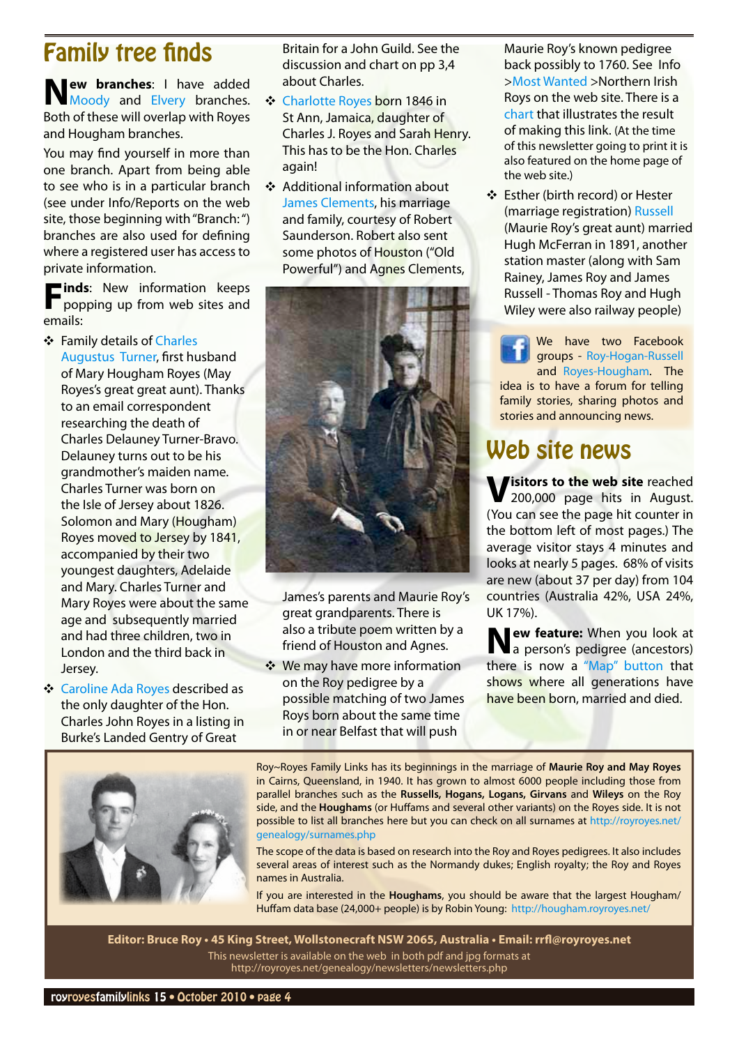# Family tree finds

**New branches**: I have added Moody and Elvery branches. Both of these will overlap with Royes and Hougham branches.

You may find yourself in more than one branch. Apart from being able to see who is in a particular branch (see under Info/Reports on the web site, those beginning with "Branch:") branches are also used for defining where a registered user has access to private information.

**Finds**: New information keeps popping up from web sites and emails:

- Family details of Charles Augustus Turner, first husband of Mary Hougham Royes (May Royes's great great aunt). Thanks to an email correspondent researching the death of Charles Delauney Turner-Bravo. Delauney turns out to be his grandmother's maiden name. Charles Turner was born on the Isle of Jersey about 1826. Solomon and Mary (Hougham) Royes moved to Jersey by 1841, accompanied by their two youngest daughters, Adelaide and Mary. Charles Turner and Mary Royes were about the same age and subsequently married and had three children, two in London and the third back in Jersey.
- Caroline Ada Royes described as the only daughter of the Hon. Charles John Royes in a listing in Burke's Landed Gentry of Great Britain for a John Guild. See the discussion and chart on pp 3,4 about Charles.
- Charlotte Royes born 1846 in St Ann, Jamaica, daughter of Charles J. Royes and Sarah Henry. This has to be the Hon. Charles again!
- Additional information about James Clements, his marriage and family, courtesy of Robert Saunderson. Robert also sent some photos of Houston ("Old Powerful") and Agnes Clements, James's parents and Maurie Roy's great grandparents. There is also a tribute poem written by a friend of Houston and Agnes.
- We may have more information on the Roy pedigree by a possible matching of two James Roys born about the same time in or near Belfast that will push Maurie Roy's known pedigree back possibly to 1760. See Info >Most Wanted >Northern Irish Roys on the web site. There is a chart that illustrates the result of making this link. (At the time of this newsletter going to print it is also featured on the home page of the web site.)
- Esther (birth record) or Hester (marriage registration) Russell (Maurie Roy's great aunt) married Hugh McFerran in 1891, another station master (along with Sam Rainey, James Roy and James Russell - Thomas Roy and Hugh Wiley were also railway people)

We have two Facebook groups - Roy-Hogan-Russell and Royes-Hougham. The idea is to have a forum for telling family stories, sharing photos and stories and announcing news.

# Web site news

**Visitors to the web site** reached 200,000 page hits in August. (You can see the page hit counter in the bottom left of most pages.) The average visitor stays 4 minutes and looks at nearly 5 pages. 68% of visits are new (about 37 per day) from 104 countries (Australia 42%, USA 24%, UK 17%).

**New feature:** When you look at a person's pedigree (ancestors) there is now a "Map" button that shows where all generations have been born, married and died.

Roy~Royes Family Links has its beginnings in the marriage of **Maurie Roy and May Royes** in Cairns, Queensland, in 1940. It has grown to almost 6000 people including those from parallel branches such as the **Russells, Hogans, Logans, Girvans** and **Wileys** on the Roy side, and the **Houghams** (or Huffams and several other variants) on the Royes side. It is not possible to list all branches here but you can check on all surnames at http://royroyes.net/genealogy/surnames.php

The scope of the data is based on research into the Roy and Royes pedigrees. It also includes several areas of interest such as the Normandy dukes; English royalty; the Roy and Royes names in Australia.

If you are interested in the **Houghams**, you should be aware that the largest Hougham/Huffam data base (24,000+ people) is by Robin Young: http://hougham.royroyes.net/

**Editor: Bruce Roy • 45 King Street, Wollstonecraft NSW 2065, Australia • Email: rrfl@royroyes.net**

This newsletter is available on the web in both pdf and jpg formats at http://royroyes.net/genealogy/newsletters/newsletters.php